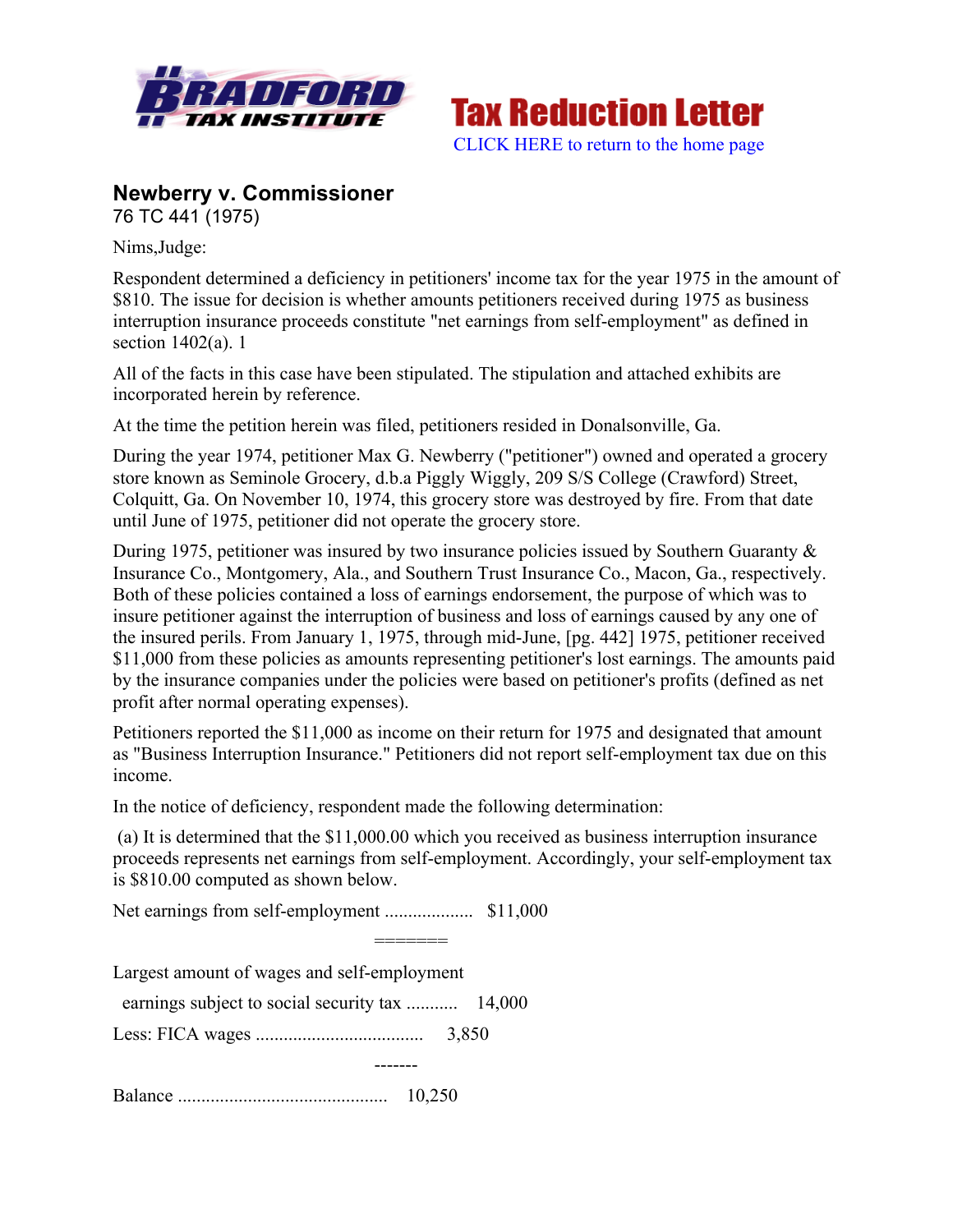Tax Reduction Letter

CLICK HERE to return to the home page

## Newberry v. Commissioner

76 TC 441 (1975)

Nims,Judge:

Respondent determined a deficiency in petitioners' income tax for the year 1975 in the amount of $810. The issue for decision is whether amounts petitioners received during 1975 as business interruption insurance proceeds constitute "net earnings from self-employment" as defined in section 1402(a). 1

All of the facts in this case have been stipulated. The stipulation and attached exhibits are incorporated herein by reference.

At the time the petition herein was filed, petitioners resided in Donalsonville, Ga.

During the year 1974, petitioner Max G. Newberry ("petitioner") owned and operated a grocery store known as Seminole Grocery, d.b.a Piggly Wiggly, 209 S/S College (Crawford) Street, Colquitt, Ga. On November 10, 1974, this grocery store was destroyed by fire. From that date until June of 1975, petitioner did not operate the grocery store.

During 1975, petitioner was insured by two insurance policies issued by Southern Guaranty & Insurance Co., Montgomery, Ala., and Southern Trust Insurance Co., Macon, Ga., respectively. Both of these policies contained a loss of earnings endorsement, the purpose of which was to insure petitioner against the interruption of business and loss of earnings caused by any one of the insured perils. From January 1, 1975, through mid-June, [pg. 442] 1975, petitioner received $11,000 from these policies as amounts representing petitioner's lost earnings. The amounts paid by the insurance companies under the policies were based on petitioner's profits (defined as net profit after normal operating expenses).

Petitioners reported the $11,000 as income on their return for 1975 and designated that amount as "Business Interruption Insurance." Petitioners did not report self-employment tax due on this income.

In the notice of deficiency, respondent made the following determination:

(a) It is determined that the $11,000.00 which you received as business interruption insurance proceeds represents net earnings from self-employment. Accordingly, your self-employment tax is $810.00 computed as shown below.

| | |
|---|---|
| Net earnings from self-employment .................. | $11,000 |
| | ======= |
| Largest amount of wages and self-employment earnings subject to social security tax ........... | 14,000 |
| Less: FICA wages .................................... | 3,850 |
| | ------- |
| Balance ............................................. | 10,250 |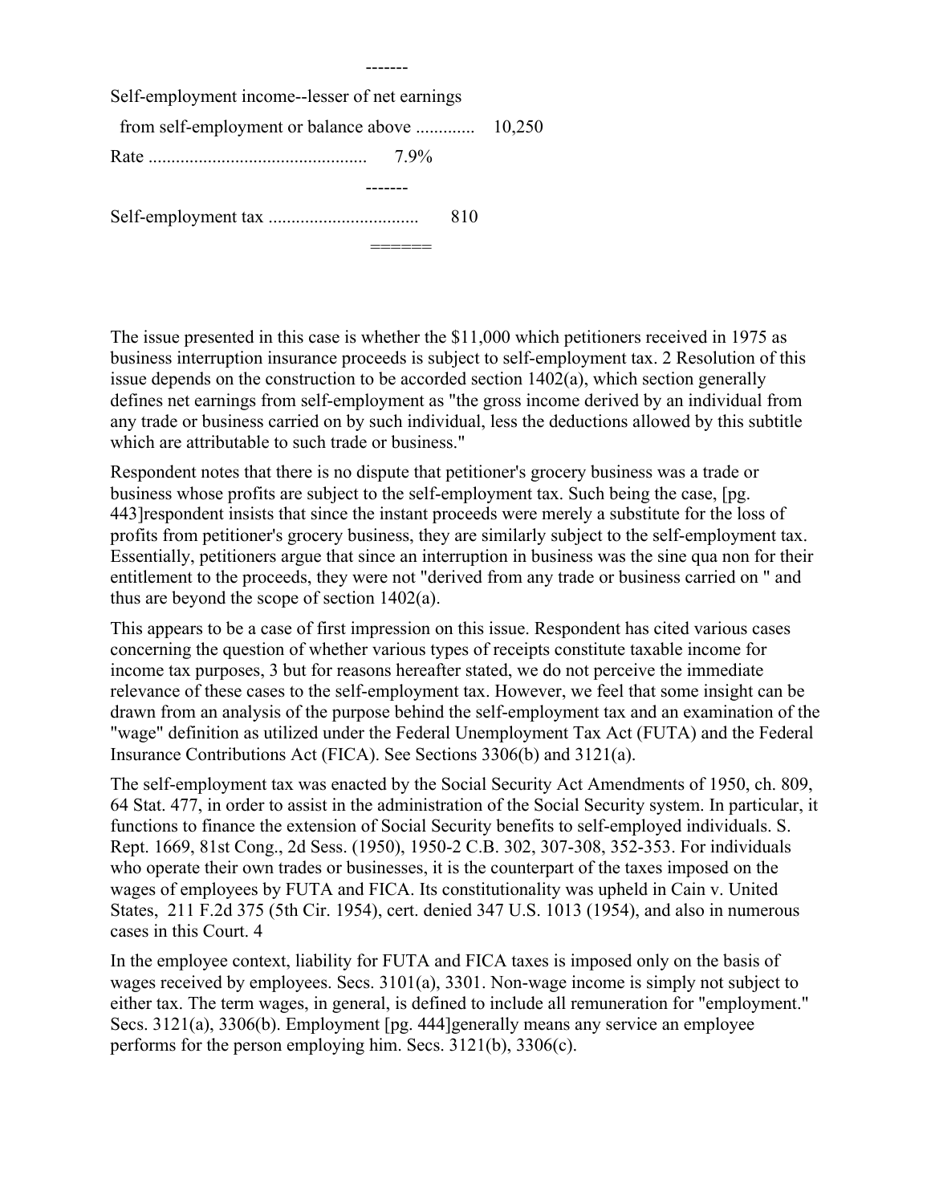-------

Self-employment income--lesser of net earnings

from self-employment or balance above ............. 10,250

Rate ................................................ 7.9%

-------

Self-employment tax ................................. 810

======

The issue presented in this case is whether the $11,000 which petitioners received in 1975 as business interruption insurance proceeds is subject to self-employment tax. 2 Resolution of this issue depends on the construction to be accorded section 1402(a), which section generally defines net earnings from self-employment as "the gross income derived by an individual from any trade or business carried on by such individual, less the deductions allowed by this subtitle which are attributable to such trade or business."

Respondent notes that there is no dispute that petitioner's grocery business was a trade or business whose profits are subject to the self-employment tax. Such being the case, [pg. 443]respondent insists that since the instant proceeds were merely a substitute for the loss of profits from petitioner's grocery business, they are similarly subject to the self-employment tax. Essentially, petitioners argue that since an interruption in business was the sine qua non for their entitlement to the proceeds, they were not "derived from any trade or business carried on " and thus are beyond the scope of section 1402(a).

This appears to be a case of first impression on this issue. Respondent has cited various cases concerning the question of whether various types of receipts constitute taxable income for income tax purposes, 3 but for reasons hereafter stated, we do not perceive the immediate relevance of these cases to the self-employment tax. However, we feel that some insight can be drawn from an analysis of the purpose behind the self-employment tax and an examination of the "wage" definition as utilized under the Federal Unemployment Tax Act (FUTA) and the Federal Insurance Contributions Act (FICA). See Sections 3306(b) and 3121(a).

The self-employment tax was enacted by the Social Security Act Amendments of 1950, ch. 809, 64 Stat. 477, in order to assist in the administration of the Social Security system. In particular, it functions to finance the extension of Social Security benefits to self-employed individuals. S. Rept. 1669, 81st Cong., 2d Sess. (1950), 1950-2 C.B. 302, 307-308, 352-353. For individuals who operate their own trades or businesses, it is the counterpart of the taxes imposed on the wages of employees by FUTA and FICA. Its constitutionality was upheld in Cain v. United States, 211 F.2d 375 (5th Cir. 1954), cert. denied 347 U.S. 1013 (1954), and also in numerous cases in this Court. 4

In the employee context, liability for FUTA and FICA taxes is imposed only on the basis of wages received by employees. Secs. 3101(a), 3301. Non-wage income is simply not subject to either tax. The term wages, in general, is defined to include all remuneration for "employment." Secs. 3121(a), 3306(b). Employment [pg. 444]generally means any service an employee performs for the person employing him. Secs. 3121(b), 3306(c).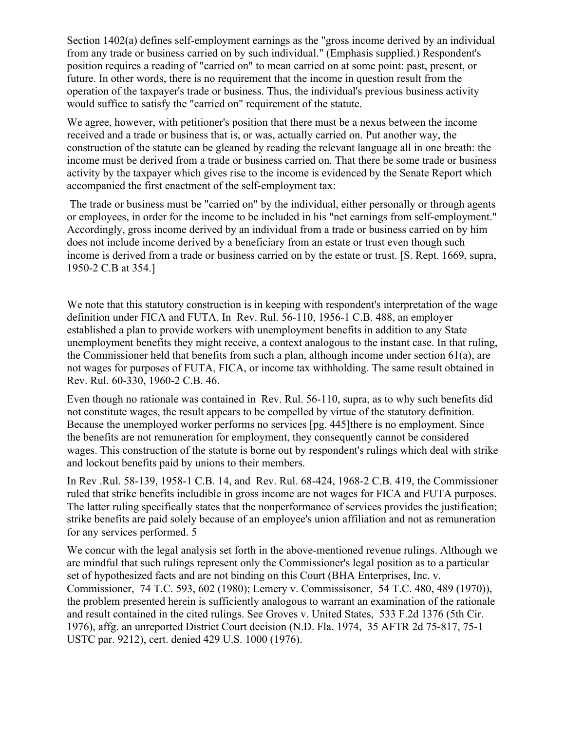Section 1402(a) defines self-employment earnings as the "gross income derived by an individual from any trade or business carried on by such individual." (Emphasis supplied.) Respondent's position requires a reading of "carried on" to mean carried on at some point: past, present, or future. In other words, there is no requirement that the income in question result from the operation of the taxpayer's trade or business. Thus, the individual's previous business activity would suffice to satisfy the "carried on" requirement of the statute.

We agree, however, with petitioner's position that there must be a nexus between the income received and a trade or business that is, or was, actually carried on. Put another way, the construction of the statute can be gleaned by reading the relevant language all in one breath: the income must be derived from a trade or business carried on. That there be some trade or business activity by the taxpayer which gives rise to the income is evidenced by the Senate Report which accompanied the first enactment of the self-employment tax:

> The trade or business must be "carried on" by the individual, either personally or through agents or employees, in order for the income to be included in his "net earnings from self-employment." Accordingly, gross income derived by an individual from a trade or business carried on by him does not include income derived by a beneficiary from an estate or trust even though such income is derived from a trade or business carried on by the estate or trust. [S. Rept. 1669, supra, 1950-2 C.B at 354.]

We note that this statutory construction is in keeping with respondent's interpretation of the wage definition under FICA and FUTA. In Rev. Rul. 56-110, 1956-1 C.B. 488, an employer established a plan to provide workers with unemployment benefits in addition to any State unemployment benefits they might receive, a context analogous to the instant case. In that ruling, the Commissioner held that benefits from such a plan, although income under section 61(a), are not wages for purposes of FUTA, FICA, or income tax withholding. The same result obtained in Rev. Rul. 60-330, 1960-2 C.B. 46.

Even though no rationale was contained in Rev. Rul. 56-110, supra, as to why such benefits did not constitute wages, the result appears to be compelled by virtue of the statutory definition. Because the unemployed worker performs no services [pg. 445]there is no employment. Since the benefits are not remuneration for employment, they consequently cannot be considered wages. This construction of the statute is borne out by respondent's rulings which deal with strike and lockout benefits paid by unions to their members.

In Rev .Rul. 58-139, 1958-1 C.B. 14, and Rev. Rul. 68-424, 1968-2 C.B. 419, the Commissioner ruled that strike benefits includible in gross income are not wages for FICA and FUTA purposes. The latter ruling specifically states that the nonperformance of services provides the justification; strike benefits are paid solely because of an employee's union affiliation and not as remuneration for any services performed. 5

We concur with the legal analysis set forth in the above-mentioned revenue rulings. Although we are mindful that such rulings represent only the Commissioner's legal position as to a particular set of hypothesized facts and are not binding on this Court (BHA Enterprises, Inc. v. Commissioner, 74 T.C. 593, 602 (1980); Lemery v. Commissisoner, 54 T.C. 480, 489 (1970)), the problem presented herein is sufficiently analogous to warrant an examination of the rationale and result contained in the cited rulings. See Groves v. United States, 533 F.2d 1376 (5th Cir. 1976), affg. an unreported District Court decision (N.D. Fla. 1974, 35 AFTR 2d 75-817, 75-1 USTC par. 9212), cert. denied 429 U.S. 1000 (1976).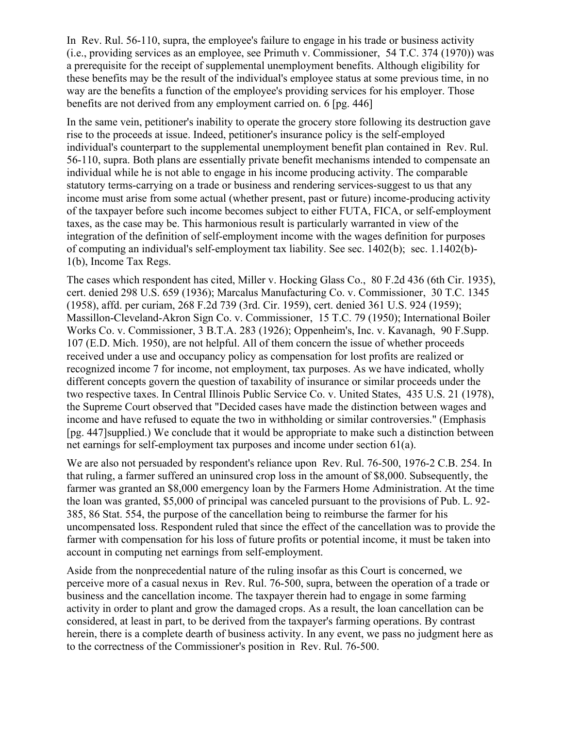In Rev. Rul. 56-110, supra, the employee's failure to engage in his trade or business activity (i.e., providing services as an employee, see Primuth v. Commissioner, 54 T.C. 374 (1970)) was a prerequisite for the receipt of supplemental unemployment benefits. Although eligibility for these benefits may be the result of the individual's employee status at some previous time, in no way are the benefits a function of the employee's providing services for his employer. Those benefits are not derived from any employment carried on. 6 [pg. 446]

In the same vein, petitioner's inability to operate the grocery store following its destruction gave rise to the proceeds at issue. Indeed, petitioner's insurance policy is the self-employed individual's counterpart to the supplemental unemployment benefit plan contained in Rev. Rul. 56-110, supra. Both plans are essentially private benefit mechanisms intended to compensate an individual while he is not able to engage in his income producing activity. The comparable statutory terms-carrying on a trade or business and rendering services-suggest to us that any income must arise from some actual (whether present, past or future) income-producing activity of the taxpayer before such income becomes subject to either FUTA, FICA, or self-employment taxes, as the case may be. This harmonious result is particularly warranted in view of the integration of the definition of self-employment income with the wages definition for purposes of computing an individual's self-employment tax liability. See sec. 1402(b); sec. 1.1402(b)-1(b), Income Tax Regs.

The cases which respondent has cited, Miller v. Hocking Glass Co., 80 F.2d 436 (6th Cir. 1935), cert. denied 298 U.S. 659 (1936); Marcalus Manufacturing Co. v. Commissioner, 30 T.C. 1345 (1958), affd. per curiam, 268 F.2d 739 (3rd. Cir. 1959), cert. denied 361 U.S. 924 (1959); Massillon-Cleveland-Akron Sign Co. v. Commissioner, 15 T.C. 79 (1950); International Boiler Works Co. v. Commissioner, 3 B.T.A. 283 (1926); Oppenheim's, Inc. v. Kavanagh, 90 F.Supp. 107 (E.D. Mich. 1950), are not helpful. All of them concern the issue of whether proceeds received under a use and occupancy policy as compensation for lost profits are realized or recognized income 7 for income, not employment, tax purposes. As we have indicated, wholly different concepts govern the question of taxability of insurance or similar proceeds under the two respective taxes. In Central Illinois Public Service Co. v. United States, 435 U.S. 21 (1978), the Supreme Court observed that "Decided cases have made the distinction between wages and income and have refused to equate the two in withholding or similar controversies." (Emphasis [pg. 447]supplied.) We conclude that it would be appropriate to make such a distinction between net earnings for self-employment tax purposes and income under section 61(a).

We are also not persuaded by respondent's reliance upon Rev. Rul. 76-500, 1976-2 C.B. 254. In that ruling, a farmer suffered an uninsured crop loss in the amount of $8,000. Subsequently, the farmer was granted an $8,000 emergency loan by the Farmers Home Administration. At the time the loan was granted, $5,000 of principal was canceled pursuant to the provisions of Pub. L. 92-385, 86 Stat. 554, the purpose of the cancellation being to reimburse the farmer for his uncompensated loss. Respondent ruled that since the effect of the cancellation was to provide the farmer with compensation for his loss of future profits or potential income, it must be taken into account in computing net earnings from self-employment.

Aside from the nonprecedential nature of the ruling insofar as this Court is concerned, we perceive more of a casual nexus in Rev. Rul. 76-500, supra, between the operation of a trade or business and the cancellation income. The taxpayer therein had to engage in some farming activity in order to plant and grow the damaged crops. As a result, the loan cancellation can be considered, at least in part, to be derived from the taxpayer's farming operations. By contrast herein, there is a complete dearth of business activity. In any event, we pass no judgment here as to the correctness of the Commissioner's position in Rev. Rul. 76-500.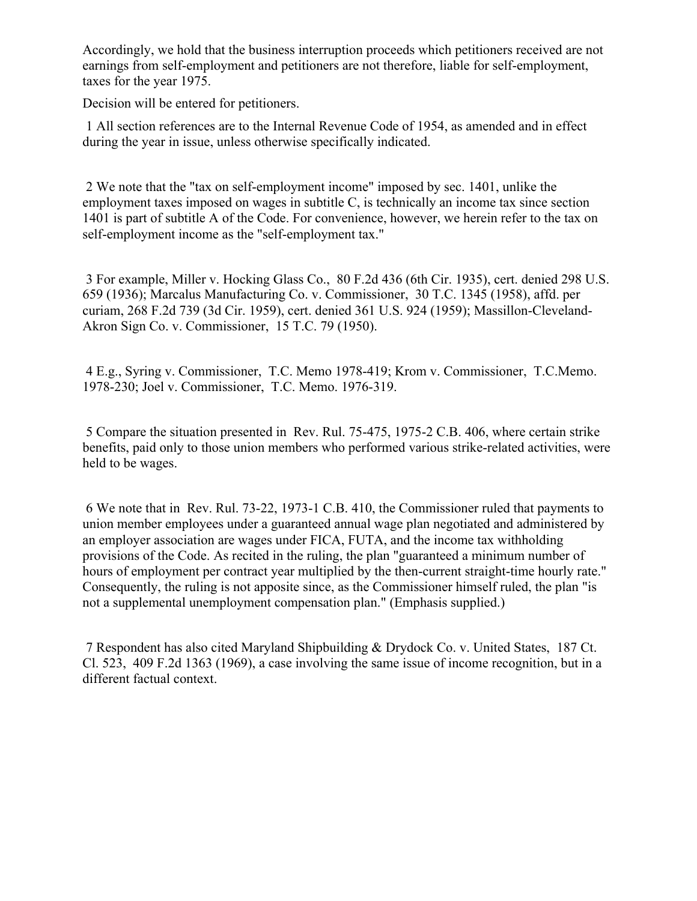Accordingly, we hold that the business interruption proceeds which petitioners received are not earnings from self-employment and petitioners are not therefore, liable for self-employment, taxes for the year 1975.

Decision will be entered for petitioners.

1 All section references are to the Internal Revenue Code of 1954, as amended and in effect during the year in issue, unless otherwise specifically indicated.

2 We note that the "tax on self-employment income" imposed by sec. 1401, unlike the employment taxes imposed on wages in subtitle C, is technically an income tax since section 1401 is part of subtitle A of the Code. For convenience, however, we herein refer to the tax on self-employment income as the "self-employment tax."

3 For example, Miller v. Hocking Glass Co., 80 F.2d 436 (6th Cir. 1935), cert. denied 298 U.S. 659 (1936); Marcalus Manufacturing Co. v. Commissioner, 30 T.C. 1345 (1958), affd. per curiam, 268 F.2d 739 (3d Cir. 1959), cert. denied 361 U.S. 924 (1959); Massillon-Cleveland-Akron Sign Co. v. Commissioner, 15 T.C. 79 (1950).

4 E.g., Syring v. Commissioner, T.C. Memo 1978-419; Krom v. Commissioner, T.C.Memo. 1978-230; Joel v. Commissioner, T.C. Memo. 1976-319.

5 Compare the situation presented in Rev. Rul. 75-475, 1975-2 C.B. 406, where certain strike benefits, paid only to those union members who performed various strike-related activities, were held to be wages.

6 We note that in Rev. Rul. 73-22, 1973-1 C.B. 410, the Commissioner ruled that payments to union member employees under a guaranteed annual wage plan negotiated and administered by an employer association are wages under FICA, FUTA, and the income tax withholding provisions of the Code. As recited in the ruling, the plan "guaranteed a minimum number of hours of employment per contract year multiplied by the then-current straight-time hourly rate." Consequently, the ruling is not apposite since, as the Commissioner himself ruled, the plan "is not a supplemental unemployment compensation plan." (Emphasis supplied.)

7 Respondent has also cited Maryland Shipbuilding & Drydock Co. v. United States, 187 Ct. Cl. 523, 409 F.2d 1363 (1969), a case involving the same issue of income recognition, but in a different factual context.